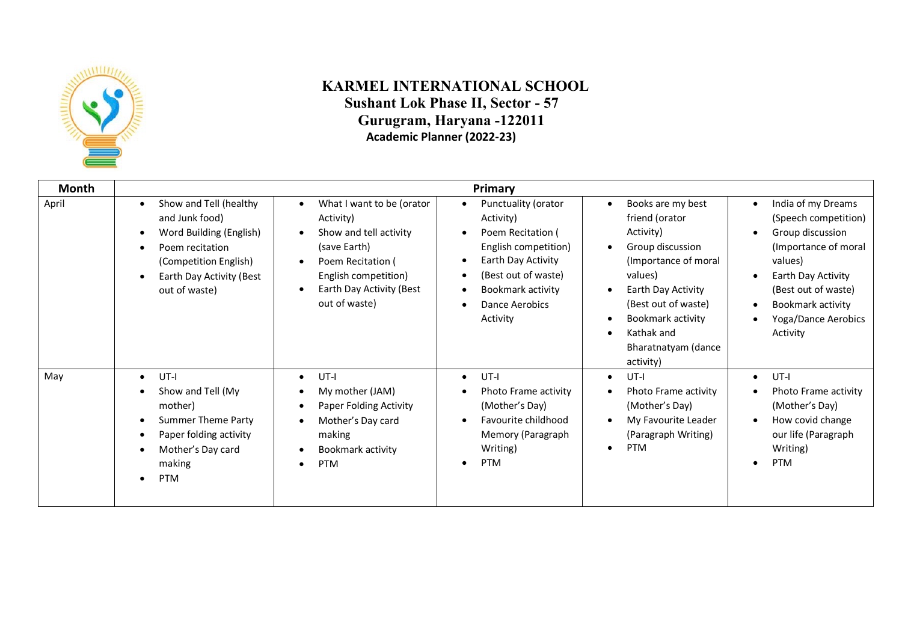# KARMEL INTERNATIONAL SCHOOL

## Sushant Lok Phase II, Sector - 57

## Gurugram, Haryana -122011

### Academic Planner (2022-23)

| Month | Primary | | | | |
|---|---|---|---|---|---|
| April | • Show and Tell (healthy and Junk food)<br>• Word Building (English)<br>• Poem recitation (Competition English)<br>• Earth Day Activity (Best out of waste) | • What I want to be (orator Activity)<br>• Show and tell activity (save Earth)<br>• Poem Recitation ( English competition)<br>• Earth Day Activity (Best out of waste) | • Punctuality (orator Activity)<br>• Poem Recitation ( English competition)<br>• Earth Day Activity<br>• (Best out of waste)<br>• Bookmark activity<br>• Dance Aerobics Activity | • Books are my best friend (orator Activity)<br>• Group discussion (Importance of moral values)<br>• Earth Day Activity (Best out of waste)<br>• Bookmark activity<br>• Kathak and Bharatnatyam (dance activity) | • India of my Dreams (Speech competition)<br>• Group discussion (Importance of moral values)<br>• Earth Day Activity (Best out of waste)<br>• Bookmark activity<br>• Yoga/Dance Aerobics Activity |
| May | • UT-I<br>• Show and Tell (My mother)<br>• Summer Theme Party<br>• Paper folding activity<br>• Mother's Day card making<br>• PTM | • UT-I<br>• My mother (JAM)<br>• Paper Folding Activity<br>• Mother's Day card making<br>• Bookmark activity<br>• PTM | • UT-I<br>• Photo Frame activity (Mother's Day)<br>• Favourite childhood Memory (Paragraph Writing)<br>• PTM | • UT-I<br>• Photo Frame activity (Mother's Day)<br>• My Favourite Leader (Paragraph Writing)<br>• PTM | • UT-I<br>• Photo Frame activity (Mother's Day)<br>• How covid change our life (Paragraph Writing)<br>• PTM |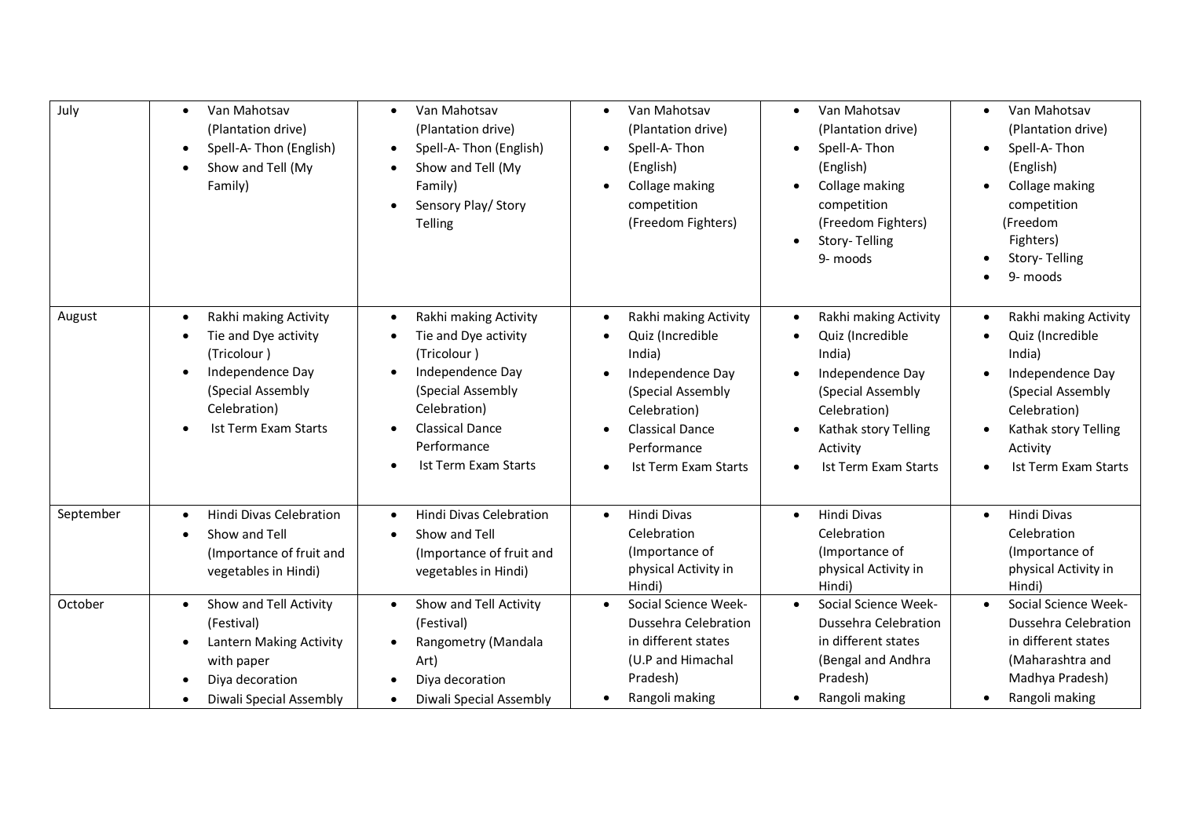| July | • Van Mahotsav (Plantation drive)<br>• Spell-A- Thon (English)<br>• Show and Tell (My Family) | • Van Mahotsav (Plantation drive)<br>• Spell-A- Thon (English)<br>• Show and Tell (My Family)<br>• Sensory Play/ Story Telling | • Van Mahotsav (Plantation drive)<br>• Spell-A- Thon (English)<br>• Collage making competition (Freedom Fighters) | • Van Mahotsav (Plantation drive)<br>• Spell-A- Thon (English)<br>• Collage making competition (Freedom Fighters)<br>• Story- Telling 9- moods | • Van Mahotsav (Plantation drive)<br>• Spell-A- Thon (English)<br>• Collage making competition (Freedom Fighters)<br>• Story- Telling<br>• 9- moods |
|---|---|---|---|---|---|
| August | • Rakhi making Activity<br>• Tie and Dye activity (Tricolour )<br>• Independence Day (Special Assembly Celebration)<br>• Ist Term Exam Starts | • Rakhi making Activity<br>• Tie and Dye activity (Tricolour )<br>• Independence Day (Special Assembly Celebration)<br>• Classical Dance Performance<br>• Ist Term Exam Starts | • Rakhi making Activity<br>• Quiz (Incredible India)<br>• Independence Day (Special Assembly Celebration)<br>• Classical Dance Performance<br>• Ist Term Exam Starts | • Rakhi making Activity<br>• Quiz (Incredible India)<br>• Independence Day (Special Assembly Celebration)<br>• Kathak story Telling Activity<br>• Ist Term Exam Starts | • Rakhi making Activity<br>• Quiz (Incredible India)<br>• Independence Day (Special Assembly Celebration)<br>• Kathak story Telling Activity<br>• Ist Term Exam Starts |
| September | • Hindi Divas Celebration<br>• Show and Tell (Importance of fruit and vegetables in Hindi) | • Hindi Divas Celebration<br>• Show and Tell (Importance of fruit and vegetables in Hindi) | • Hindi Divas Celebration (Importance of physical Activity in Hindi) | • Hindi Divas Celebration (Importance of physical Activity in Hindi) | • Hindi Divas Celebration (Importance of physical Activity in Hindi) |
| October | • Show and Tell Activity (Festival)<br>• Lantern Making Activity with paper<br>• Diya decoration<br>• Diwali Special Assembly | • Show and Tell Activity (Festival)<br>• Rangometry (Mandala Art)<br>• Diya decoration<br>• Diwali Special Assembly | • Social Science Week- Dussehra Celebration in different states (U.P and Himachal Pradesh)<br>• Rangoli making | • Social Science Week- Dussehra Celebration in different states (Bengal and Andhra Pradesh)<br>• Rangoli making | • Social Science Week- Dussehra Celebration in different states (Maharashtra and Madhya Pradesh)<br>• Rangoli making |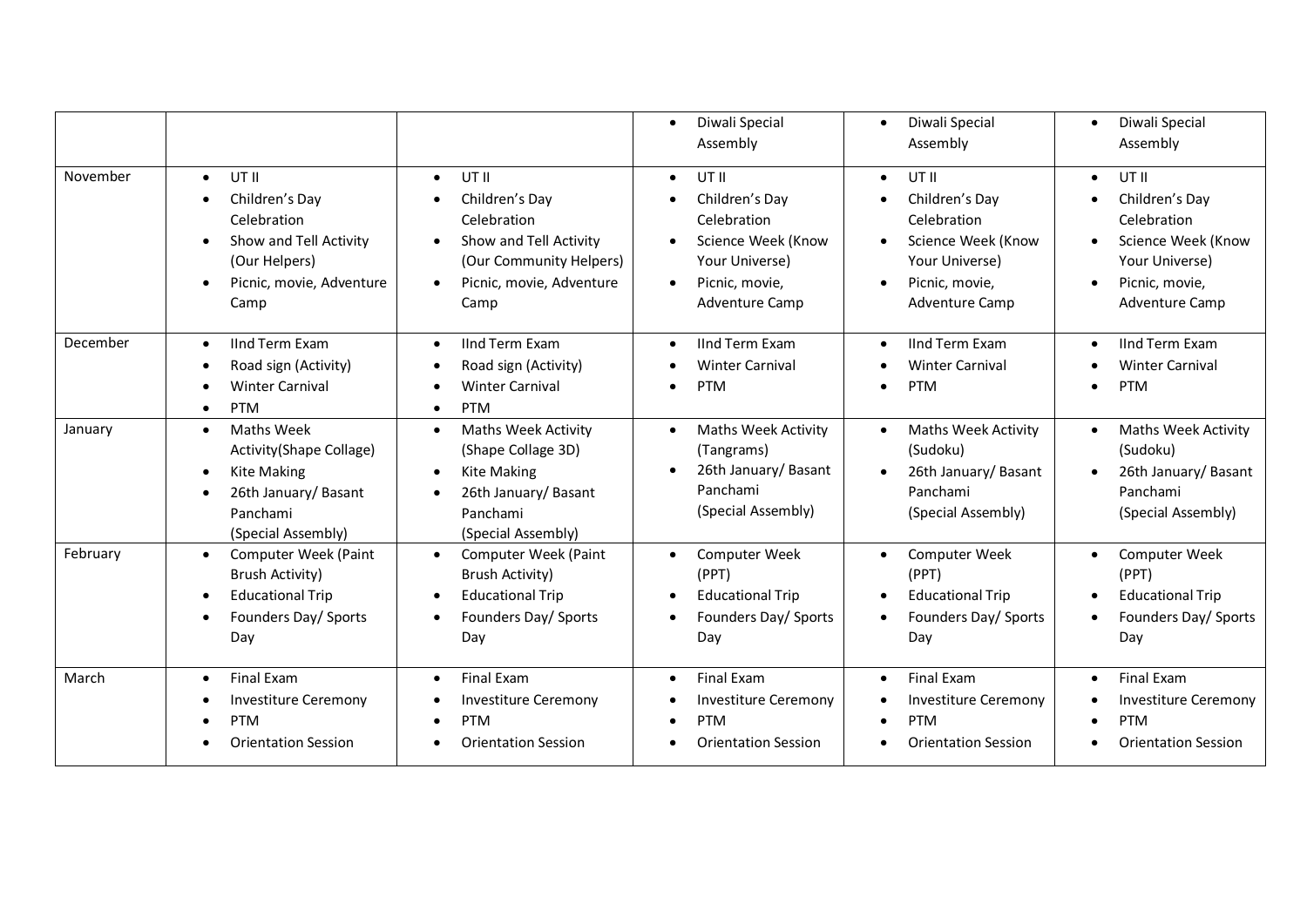| | | | | | |
|---|---|---|---|---|---|
| | | | • Diwali Special Assembly | • Diwali Special Assembly | • Diwali Special Assembly |
| November | • UT II<br>• Children's Day Celebration<br>• Show and Tell Activity (Our Helpers)<br>• Picnic, movie, Adventure Camp | • UT II<br>• Children's Day Celebration<br>• Show and Tell Activity (Our Community Helpers)<br>• Picnic, movie, Adventure Camp | • UT II<br>• Children's Day Celebration<br>• Science Week (Know Your Universe)<br>• Picnic, movie, Adventure Camp | • UT II<br>• Children's Day Celebration<br>• Science Week (Know Your Universe)<br>• Picnic, movie, Adventure Camp | • UT II<br>• Children's Day Celebration<br>• Science Week (Know Your Universe)<br>• Picnic, movie, Adventure Camp |
| December | • IInd Term Exam<br>• Road sign (Activity)<br>• Winter Carnival<br>• PTM | • IInd Term Exam<br>• Road sign (Activity)<br>• Winter Carnival<br>• PTM | • IInd Term Exam<br>• Winter Carnival<br>• PTM | • IInd Term Exam<br>• Winter Carnival<br>• PTM | • IInd Term Exam<br>• Winter Carnival<br>• PTM |
| January | • Maths Week Activity(Shape Collage)<br>• Kite Making<br>• 26th January/ Basant Panchami (Special Assembly) | • Maths Week Activity (Shape Collage 3D)<br>• Kite Making<br>• 26th January/ Basant Panchami (Special Assembly) | • Maths Week Activity (Tangrams)<br>• 26th January/ Basant Panchami (Special Assembly) | • Maths Week Activity (Sudoku)<br>• 26th January/ Basant Panchami (Special Assembly) | • Maths Week Activity (Sudoku)<br>• 26th January/ Basant Panchami (Special Assembly) |
| February | • Computer Week (Paint Brush Activity)<br>• Educational Trip<br>• Founders Day/ Sports Day | • Computer Week (Paint Brush Activity)<br>• Educational Trip<br>• Founders Day/ Sports Day | • Computer Week (PPT)<br>• Educational Trip<br>• Founders Day/ Sports Day | • Computer Week (PPT)<br>• Educational Trip<br>• Founders Day/ Sports Day | • Computer Week (PPT)<br>• Educational Trip<br>• Founders Day/ Sports Day |
| March | • Final Exam<br>• Investiture Ceremony<br>• PTM<br>• Orientation Session | • Final Exam<br>• Investiture Ceremony<br>• PTM<br>• Orientation Session | • Final Exam<br>• Investiture Ceremony<br>• PTM<br>• Orientation Session | • Final Exam<br>• Investiture Ceremony<br>• PTM<br>• Orientation Session | • Final Exam<br>• Investiture Ceremony<br>• PTM<br>• Orientation Session |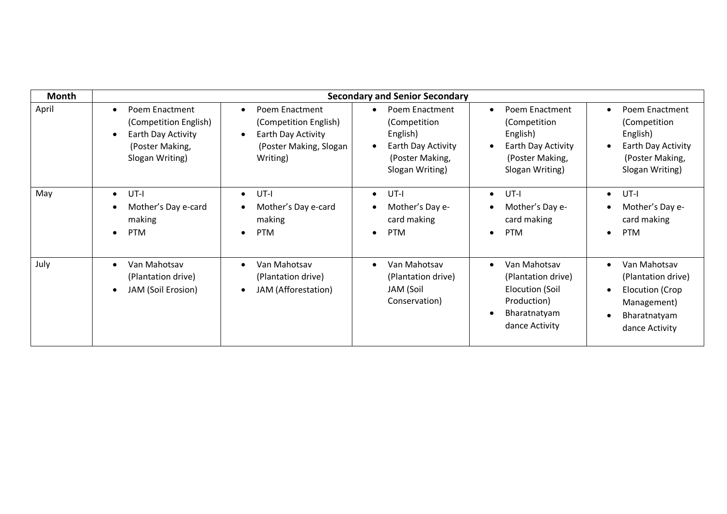| Month | Secondary and Senior Secondary | | | | |
|---|---|---|---|---|---|
| April | • Poem Enactment (Competition English)<br>• Earth Day Activity (Poster Making, Slogan Writing) | • Poem Enactment (Competition English)<br>• Earth Day Activity (Poster Making, Slogan Writing) | • Poem Enactment (Competition English)<br>• Earth Day Activity (Poster Making, Slogan Writing) | • Poem Enactment (Competition English)<br>• Earth Day Activity (Poster Making, Slogan Writing) | • Poem Enactment (Competition English)<br>• Earth Day Activity (Poster Making, Slogan Writing) |
| May | • UT-I<br>• Mother's Day e-card making<br>• PTM | • UT-I<br>• Mother's Day e-card making<br>• PTM | • UT-I<br>• Mother's Day e-card making<br>• PTM | • UT-I<br>• Mother's Day e-card making<br>• PTM | • UT-I<br>• Mother's Day e-card making<br>• PTM |
| July | • Van Mahotsav (Plantation drive)<br>• JAM (Soil Erosion) | • Van Mahotsav (Plantation drive)<br>• JAM (Afforestation) | • Van Mahotsav (Plantation drive) JAM (Soil Conservation) | • Van Mahotsav (Plantation drive) Elocution (Soil Production)<br>• Bharatnatyam dance Activity | • Van Mahotsav (Plantation drive)<br>• Elocution (Crop Management)<br>• Bharatnatyam dance Activity |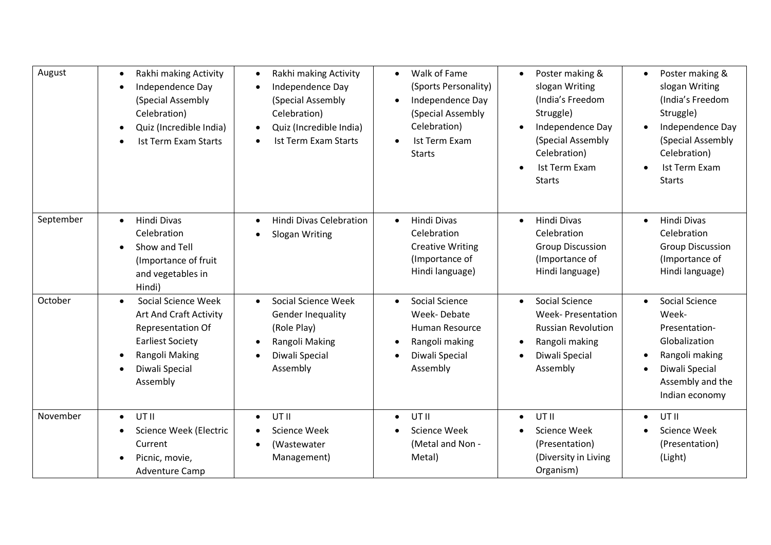| August | • Rakhi making Activity<br>• Independence Day (Special Assembly Celebration)<br>• Quiz (Incredible India)<br>• Ist Term Exam Starts | • Rakhi making Activity<br>• Independence Day (Special Assembly Celebration)<br>• Quiz (Incredible India)<br>• Ist Term Exam Starts | • Walk of Fame (Sports Personality)<br>• Independence Day (Special Assembly Celebration)<br>• Ist Term Exam Starts | • Poster making & slogan Writing (India's Freedom Struggle)<br>• Independence Day (Special Assembly Celebration)<br>• Ist Term Exam Starts | • Poster making & slogan Writing (India's Freedom Struggle)<br>• Independence Day (Special Assembly Celebration)<br>• Ist Term Exam Starts |
|---|---|---|---|---|---|
| September | • Hindi Divas Celebration<br>• Show and Tell (Importance of fruit and vegetables in Hindi) | • Hindi Divas Celebration<br>• Slogan Writing | • Hindi Divas Celebration Creative Writing (Importance of Hindi language) | • Hindi Divas Celebration Group Discussion (Importance of Hindi language) | • Hindi Divas Celebration Group Discussion (Importance of Hindi language) |
| October | • Social Science Week Art And Craft Activity Representation Of Earliest Society<br>• Rangoli Making<br>• Diwali Special Assembly | • Social Science Week Gender Inequality (Role Play)<br>• Rangoli Making<br>• Diwali Special Assembly | • Social Science Week- Debate Human Resource<br>• Rangoli making<br>• Diwali Special Assembly | • Social Science Week- Presentation Russian Revolution<br>• Rangoli making<br>• Diwali Special Assembly | • Social Science Week- Presentation- Globalization<br>• Rangoli making<br>• Diwali Special Assembly and the Indian economy |
| November | • UT II<br>• Science Week (Electric Current<br>• Picnic, movie, Adventure Camp | • UT II<br>• Science Week<br>• (Wastewater Management) | • UT II<br>• Science Week (Metal and Non - Metal) | • UT II<br>• Science Week (Presentation) (Diversity in Living Organism) | • UT II<br>• Science Week (Presentation) (Light) |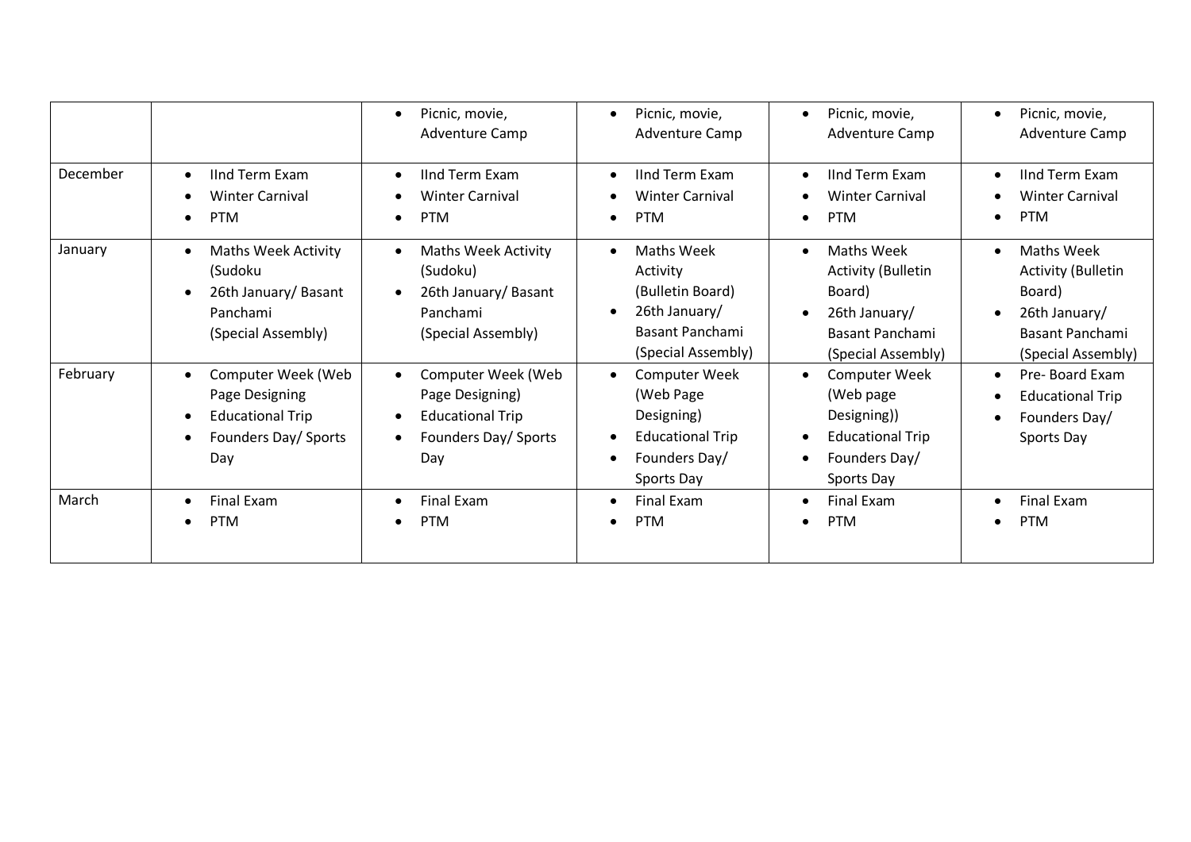| | | | | | |
|---|---|---|---|---|---|
| | | • Picnic, movie, Adventure Camp | • Picnic, movie, Adventure Camp | • Picnic, movie, Adventure Camp | • Picnic, movie, Adventure Camp |
| December | • IInd Term Exam<br>• Winter Carnival<br>• PTM | • IInd Term Exam<br>• Winter Carnival<br>• PTM | • IInd Term Exam<br>• Winter Carnival<br>• PTM | • IInd Term Exam<br>• Winter Carnival<br>• PTM | • IInd Term Exam<br>• Winter Carnival<br>• PTM |
| January | • Maths Week Activity (Sudoku<br>• 26th January/ Basant Panchami (Special Assembly) | • Maths Week Activity (Sudoku)<br>• 26th January/ Basant Panchami (Special Assembly) | • Maths Week Activity (Bulletin Board)<br>• 26th January/ Basant Panchami (Special Assembly) | • Maths Week Activity (Bulletin Board)<br>• 26th January/ Basant Panchami (Special Assembly) | • Maths Week Activity (Bulletin Board)<br>• 26th January/ Basant Panchami (Special Assembly) |
| February | • Computer Week (Web Page Designing<br>• Educational Trip<br>• Founders Day/ Sports Day | • Computer Week (Web Page Designing)<br>• Educational Trip<br>• Founders Day/ Sports Day | • Computer Week (Web Page Designing)<br>• Educational Trip<br>• Founders Day/ Sports Day | • Computer Week (Web page Designing))<br>• Educational Trip<br>• Founders Day/ Sports Day | • Pre- Board Exam<br>• Educational Trip<br>• Founders Day/ Sports Day |
| March | • Final Exam<br>• PTM | • Final Exam<br>• PTM | • Final Exam<br>• PTM | • Final Exam<br>• PTM | • Final Exam<br>• PTM |